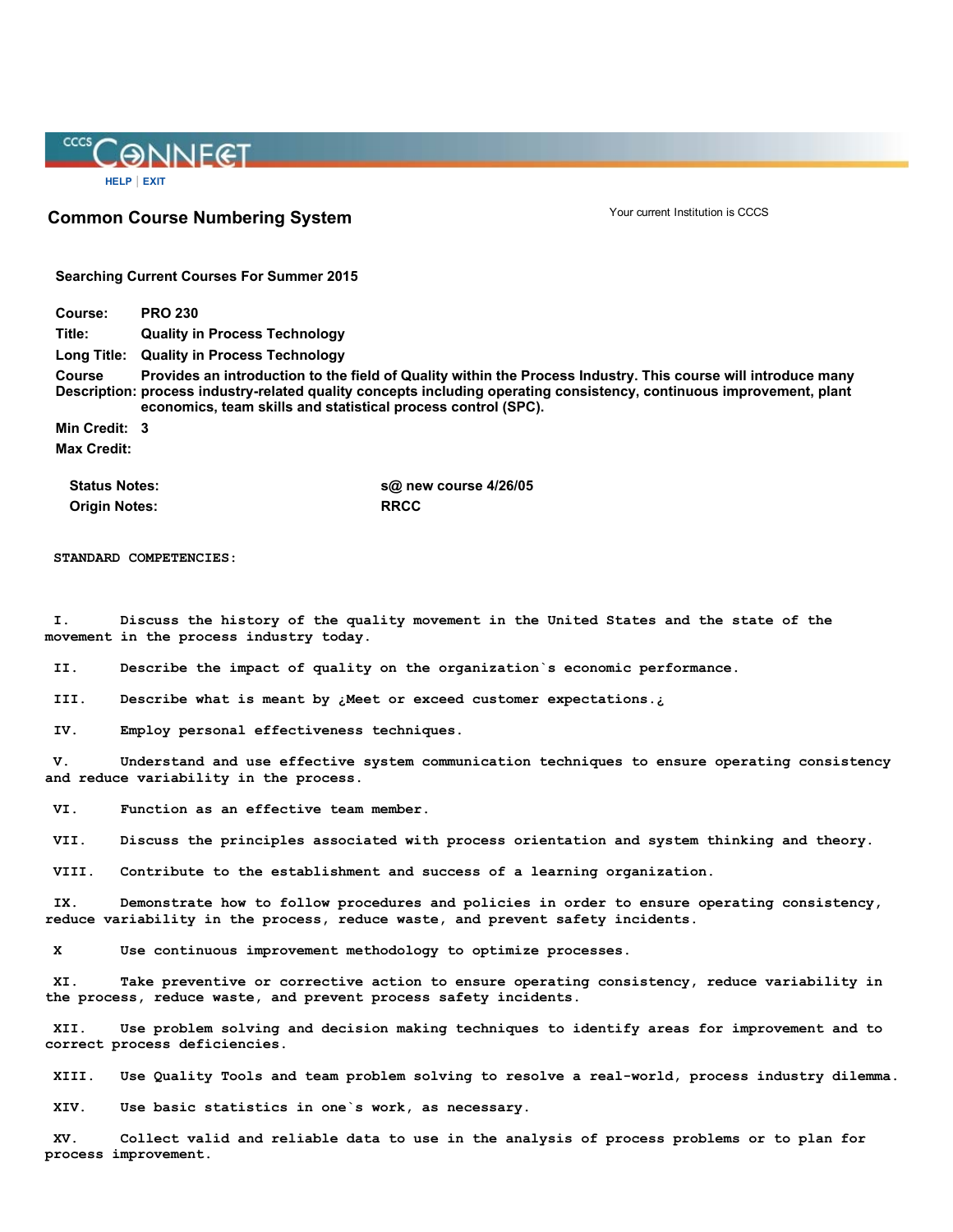HELP | EXIT

## Common Course Numbering System

Your current Institution is CCCS

**Searching Current Courses For Summer 2015**

**Course:** PRO 230

**Title:** Quality in Process Technology

**Long Title:** Quality in Process Technology

**Course Description:** Provides an introduction to the field of Quality within the Process Industry. This course will introduce many process industry-related quality concepts including operating consistency, continuous improvement, plant economics, team skills and statistical process control (SPC).

**Min Credit:** 3

**Max Credit:**

**Status Notes:** s@ new course 4/26/05

**Origin Notes:** RRCC

**STANDARD COMPETENCIES:**

I. Discuss the history of the quality movement in the United States and the state of the movement in the process industry today.

II. Describe the impact of quality on the organization`s economic performance.

III. Describe what is meant by ¿Meet or exceed customer expectations.¿

IV. Employ personal effectiveness techniques.

V. Understand and use effective system communication techniques to ensure operating consistency and reduce variability in the process.

VI. Function as an effective team member.

VII. Discuss the principles associated with process orientation and system thinking and theory.

VIII. Contribute to the establishment and success of a learning organization.

IX. Demonstrate how to follow procedures and policies in order to ensure operating consistency, reduce variability in the process, reduce waste, and prevent safety incidents.

X Use continuous improvement methodology to optimize processes.

XI. Take preventive or corrective action to ensure operating consistency, reduce variability in the process, reduce waste, and prevent process safety incidents.

XII. Use problem solving and decision making techniques to identify areas for improvement and to correct process deficiencies.

XIII. Use Quality Tools and team problem solving to resolve a real-world, process industry dilemma.

XIV. Use basic statistics in one`s work, as necessary.

XV. Collect valid and reliable data to use in the analysis of process problems or to plan for process improvement.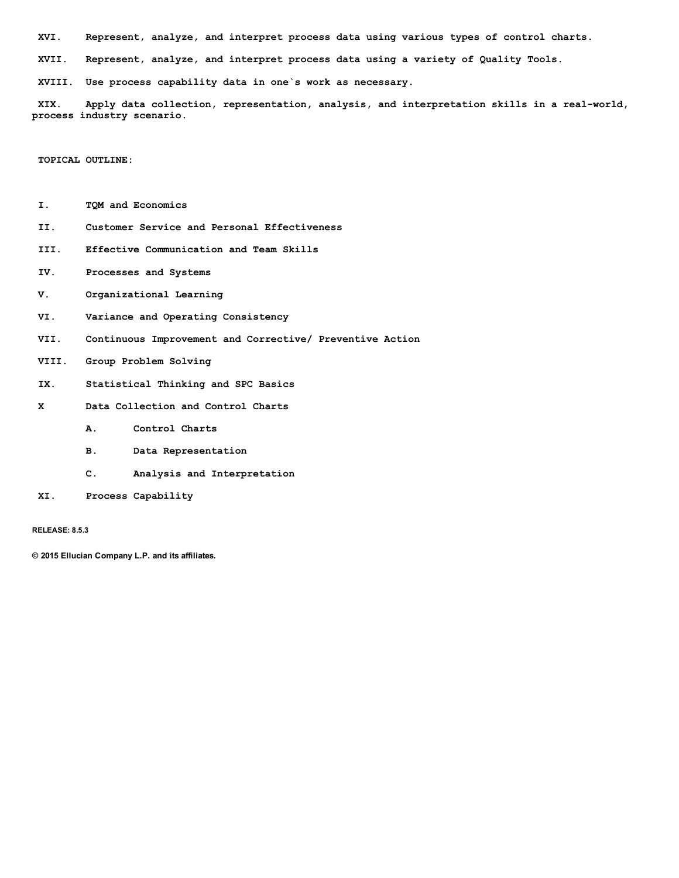**XVI.** Represent, analyze, and interpret process data using various types of control charts.

**XVII.** Represent, analyze, and interpret process data using a variety of Quality Tools.

**XVIII.** Use process capability data in one`s work as necessary.

**XIX.** Apply data collection, representation, analysis, and interpretation skills in a real-world, process industry scenario.

**TOPICAL OUTLINE:**

- **I.** TQM and Economics
- **II.** Customer Service and Personal Effectiveness
- **III.** Effective Communication and Team Skills
- **IV.** Processes and Systems
- **V.** Organizational Learning
- **VI.** Variance and Operating Consistency
- **VII.** Continuous Improvement and Corrective/ Preventive Action
- **VIII.** Group Problem Solving
- **IX.** Statistical Thinking and SPC Basics
- **X** Data Collection and Control Charts
  - **A.** Control Charts
  - **B.** Data Representation
  - **C.** Analysis and Interpretation
- **XI.** Process Capability

**RELEASE: 8.5.3**

**© 2015 Ellucian Company L.P. and its affiliates.**